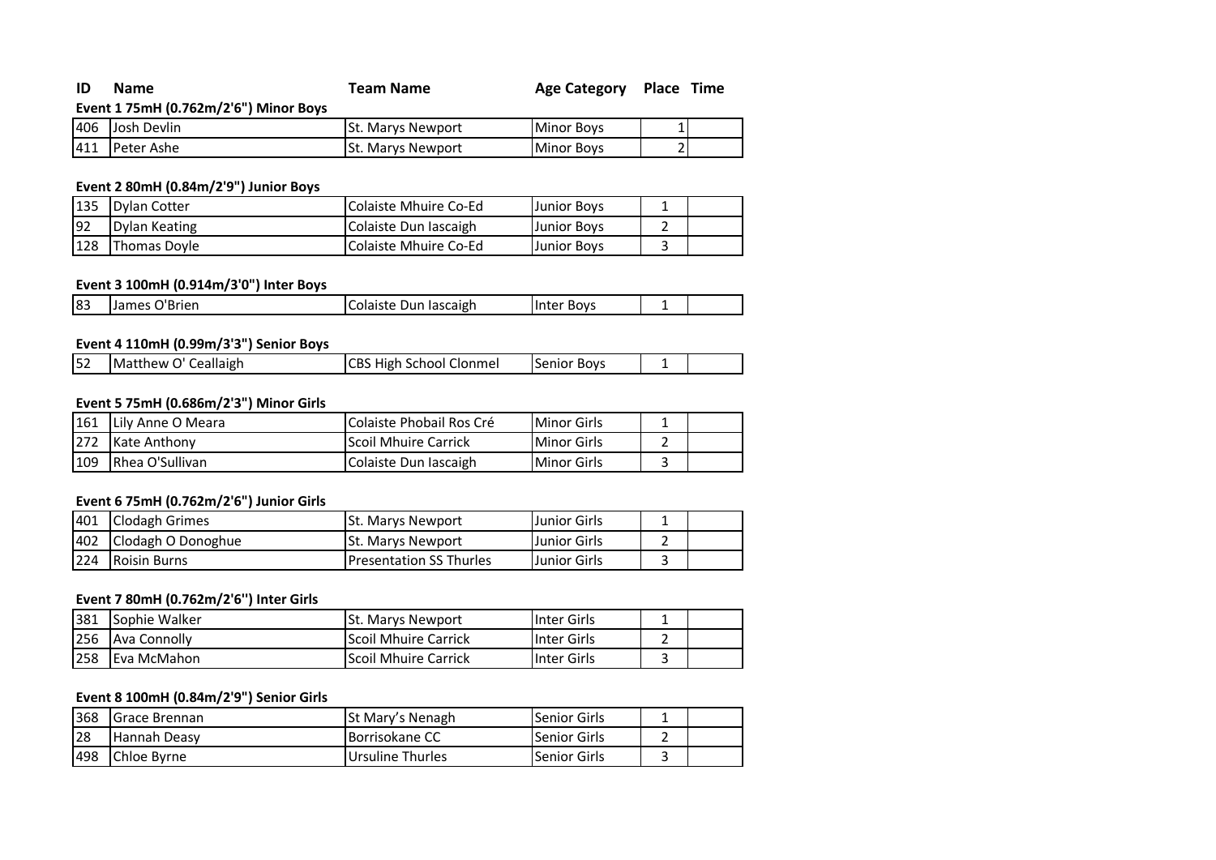| ID | Name | Team Name | Age Category | Place | Time |
|---|---|---|---|---|---|

**Event 1 75mH (0.762m/2'6") Minor Boys**

| ID | Name | Team Name | Age Category | Place | Time |
|---|---|---|---|---|---|
| 406 | Josh Devlin | St. Marys Newport | Minor Boys | 1 | |
| 411 | Peter Ashe | St. Marys Newport | Minor Boys | 2 | |

**Event 2 80mH (0.84m/2'9") Junior Boys**

| ID | Name | Team Name | Age Category | Place | Time |
|---|---|---|---|---|---|
| 135 | Dylan Cotter | Colaiste Mhuire Co-Ed | Junior Boys | 1 | |
| 92 | Dylan Keating | Colaiste Dun Iascaigh | Junior Boys | 2 | |
| 128 | Thomas Doyle | Colaiste Mhuire Co-Ed | Junior Boys | 3 | |

**Event 3 100mH (0.914m/3'0") Inter Boys**

| ID | Name | Team Name | Age Category | Place | Time |
|---|---|---|---|---|---|
| 83 | James O'Brien | Colaiste Dun Iascaigh | Inter Boys | 1 | |

**Event 4 110mH (0.99m/3'3") Senior Boys**

| ID | Name | Team Name | Age Category | Place | Time |
|---|---|---|---|---|---|
| 52 | Matthew O' Ceallaigh | CBS High School Clonmel | Senior Boys | 1 | |

**Event 5 75mH (0.686m/2'3") Minor Girls**

| ID | Name | Team Name | Age Category | Place | Time |
|---|---|---|---|---|---|
| 161 | Lily Anne O Meara | Colaiste Phobail Ros Cré | Minor Girls | 1 | |
| 272 | Kate Anthony | Scoil Mhuire Carrick | Minor Girls | 2 | |
| 109 | Rhea O'Sullivan | Colaiste Dun Iascaigh | Minor Girls | 3 | |

**Event 6 75mH (0.762m/2'6") Junior Girls**

| ID | Name | Team Name | Age Category | Place | Time |
|---|---|---|---|---|---|
| 401 | Clodagh Grimes | St. Marys Newport | Junior Girls | 1 | |
| 402 | Clodagh O Donoghue | St. Marys Newport | Junior Girls | 2 | |
| 224 | Roisin Burns | Presentation SS Thurles | Junior Girls | 3 | |

**Event 7 80mH (0.762m/2'6'') Inter Girls**

| ID | Name | Team Name | Age Category | Place | Time |
|---|---|---|---|---|---|
| 381 | Sophie Walker | St. Marys Newport | Inter Girls | 1 | |
| 256 | Ava Connolly | Scoil Mhuire Carrick | Inter Girls | 2 | |
| 258 | Eva McMahon | Scoil Mhuire Carrick | Inter Girls | 3 | |

**Event 8 100mH (0.84m/2'9") Senior Girls**

| ID | Name | Team Name | Age Category | Place | Time |
|---|---|---|---|---|---|
| 368 | Grace Brennan | St Mary's Nenagh | Senior Girls | 1 | |
| 28 | Hannah Deasy | Borrisokane CC | Senior Girls | 2 | |
| 498 | Chloe Byrne | Ursuline Thurles | Senior Girls | 3 | |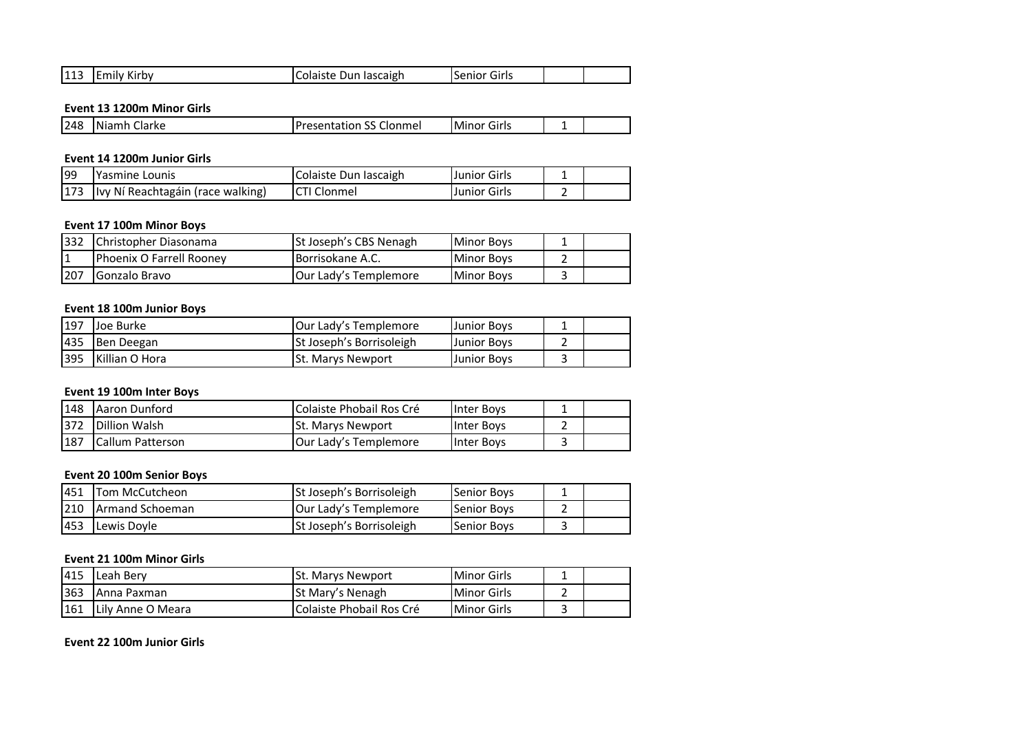| 113 | Emily Kirby | Colaiste Dun Iascaigh | Senior Girls | | |
|---|---|---|---|---|---|

**Event 13 1200m Minor Girls**

| 248 | Niamh Clarke | Presentation SS Clonmel | Minor Girls | 1 | |
|---|---|---|---|---|---|

**Event 14 1200m Junior Girls**

| 99 | Yasmine Lounis | Colaiste Dun Iascaigh | Junior Girls | 1 | |
|---|---|---|---|---|---|
| 173 | Ivy Ní Reachtagáin (race walking) | CTI Clonmel | Junior Girls | 2 | |

**Event 17 100m Minor Boys**

| 332 | Christopher Diasonama | St Joseph's CBS Nenagh | Minor Boys | 1 | |
|---|---|---|---|---|---|
| 1 | Phoenix O Farrell Rooney | Borrisokane A.C. | Minor Boys | 2 | |
| 207 | Gonzalo Bravo | Our Lady's Templemore | Minor Boys | 3 | |

**Event 18 100m Junior Boys**

| 197 | Joe Burke | Our Lady's Templemore | Junior Boys | 1 | |
|---|---|---|---|---|---|
| 435 | Ben Deegan | St Joseph's Borrisoleigh | Junior Boys | 2 | |
| 395 | Killian O Hora | St. Marys Newport | Junior Boys | 3 | |

**Event 19 100m Inter Boys**

| 148 | Aaron Dunford | Colaiste Phobail Ros Cré | Inter Boys | 1 | |
|---|---|---|---|---|---|
| 372 | Dillion Walsh | St. Marys Newport | Inter Boys | 2 | |
| 187 | Callum Patterson | Our Lady's Templemore | Inter Boys | 3 | |

**Event 20 100m Senior Boys**

| 451 | Tom McCutcheon | St Joseph's Borrisoleigh | Senior Boys | 1 | |
|---|---|---|---|---|---|
| 210 | Armand Schoeman | Our Lady's Templemore | Senior Boys | 2 | |
| 453 | Lewis Doyle | St Joseph's Borrisoleigh | Senior Boys | 3 | |

**Event 21 100m Minor Girls**

| 415 | Leah Bery | St. Marys Newport | Minor Girls | 1 | |
|---|---|---|---|---|---|
| 363 | Anna Paxman | St Mary's Nenagh | Minor Girls | 2 | |
| 161 | Lily Anne O Meara | Colaiste Phobail Ros Cré | Minor Girls | 3 | |

**Event 22 100m Junior Girls**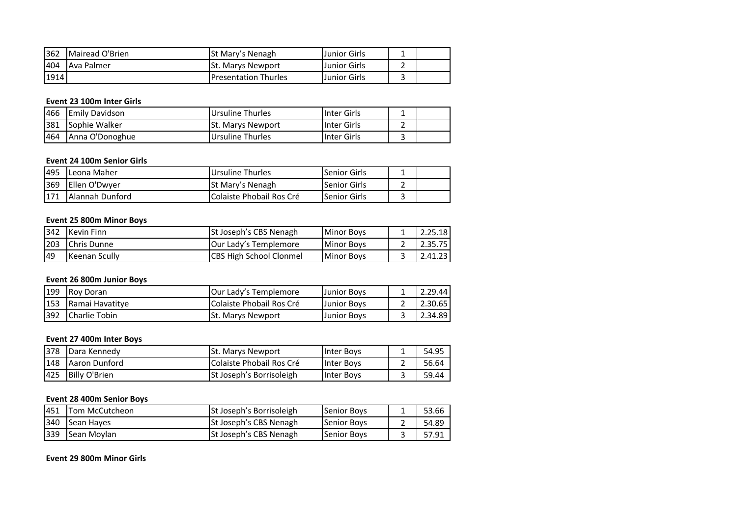| | | | | | |
|---|---|---|---|---|---|
| 362 | Mairead O'Brien | St Mary's Nenagh | Junior Girls | 1 | |
| 404 | Ava Palmer | St. Marys Newport | Junior Girls | 2 | |
| 1914 | | Presentation Thurles | Junior Girls | 3 | |

**Event 23 100m Inter Girls**

| | | | | | |
|---|---|---|---|---|---|
| 466 | Emily Davidson | Ursuline Thurles | Inter Girls | 1 | |
| 381 | Sophie Walker | St. Marys Newport | Inter Girls | 2 | |
| 464 | Anna O'Donoghue | Ursuline Thurles | Inter Girls | 3 | |

**Event 24 100m Senior Girls**

| | | | | | |
|---|---|---|---|---|---|
| 495 | Leona Maher | Ursuline Thurles | Senior Girls | 1 | |
| 369 | Ellen O'Dwyer | St Mary's Nenagh | Senior Girls | 2 | |
| 171 | Alannah Dunford | Colaiste Phobail Ros Cré | Senior Girls | 3 | |

**Event 25 800m Minor Boys**

| | | | | | |
|---|---|---|---|---|---|
| 342 | Kevin Finn | St Joseph's CBS Nenagh | Minor Boys | 1 | 2.25.18 |
| 203 | Chris Dunne | Our Lady's Templemore | Minor Boys | 2 | 2.35.75 |
| 49 | Keenan Scully | CBS High School Clonmel | Minor Boys | 3 | 2.41.23 |

**Event 26 800m Junior Boys**

| | | | | | |
|---|---|---|---|---|---|
| 199 | Roy Doran | Our Lady's Templemore | Junior Boys | 1 | 2.29.44 |
| 153 | Ramai Havatitye | Colaiste Phobail Ros Cré | Junior Boys | 2 | 2.30.65 |
| 392 | Charlie Tobin | St. Marys Newport | Junior Boys | 3 | 2.34.89 |

**Event 27 400m Inter Boys**

| | | | | | |
|---|---|---|---|---|---|
| 378 | Dara Kennedy | St. Marys Newport | Inter Boys | 1 | 54.95 |
| 148 | Aaron Dunford | Colaiste Phobail Ros Cré | Inter Boys | 2 | 56.64 |
| 425 | Billy O'Brien | St Joseph's Borrisoleigh | Inter Boys | 3 | 59.44 |

**Event 28 400m Senior Boys**

| | | | | | |
|---|---|---|---|---|---|
| 451 | Tom McCutcheon | St Joseph's Borrisoleigh | Senior Boys | 1 | 53.66 |
| 340 | Sean Hayes | St Joseph's CBS Nenagh | Senior Boys | 2 | 54.89 |
| 339 | Sean Moylan | St Joseph's CBS Nenagh | Senior Boys | 3 | 57.91 |

**Event 29 800m Minor Girls**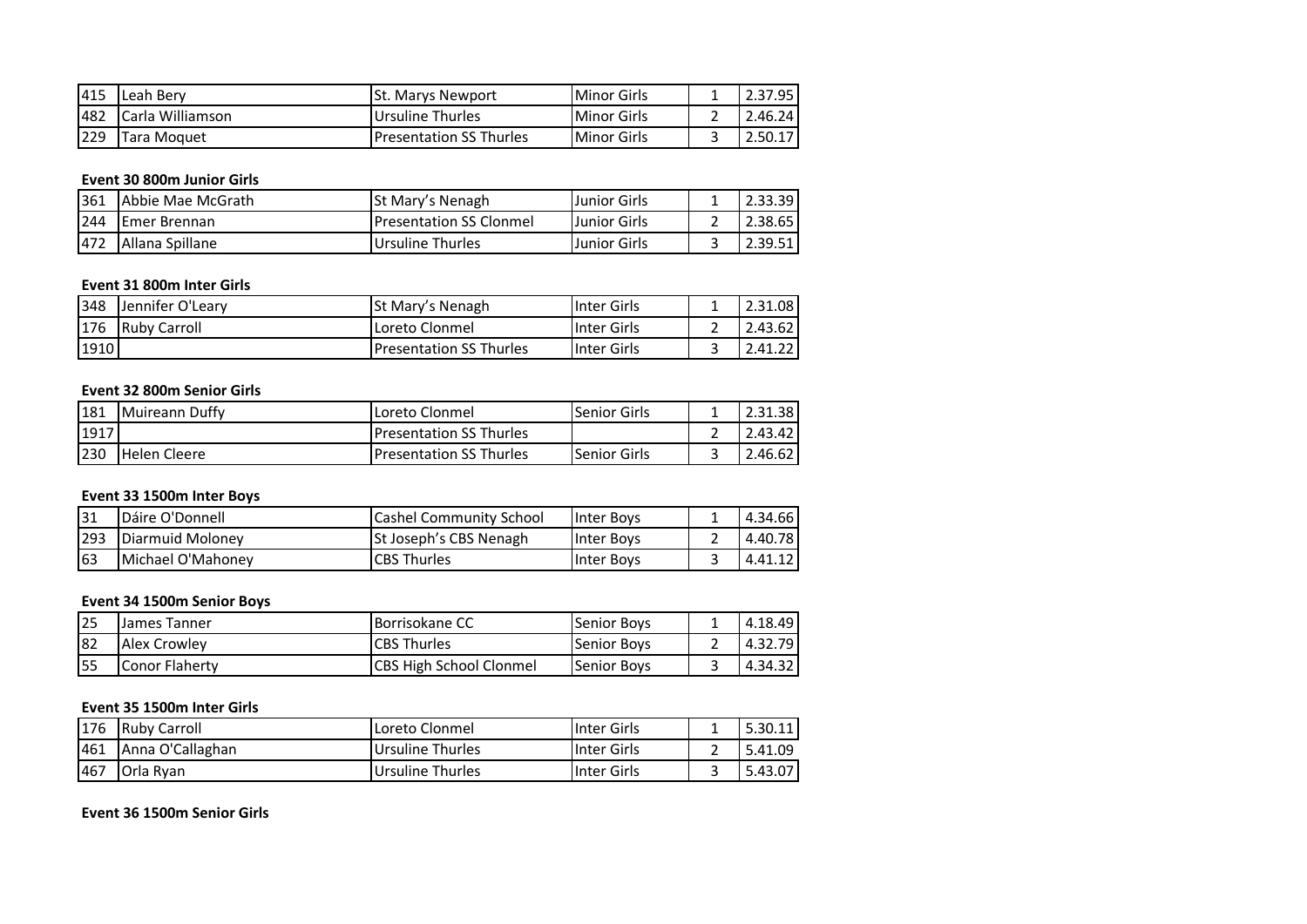| | | | | | |
|---|---|---|---|---|---|
| 415 | Leah Bery | St. Marys Newport | Minor Girls | 1 | 2.37.95 |
| 482 | Carla Williamson | Ursuline Thurles | Minor Girls | 2 | 2.46.24 |
| 229 | Tara Moquet | Presentation SS Thurles | Minor Girls | 3 | 2.50.17 |

**Event 30 800m Junior Girls**

| | | | | | |
|---|---|---|---|---|---|
| 361 | Abbie Mae McGrath | St Mary's Nenagh | Junior Girls | 1 | 2.33.39 |
| 244 | Emer Brennan | Presentation SS Clonmel | Junior Girls | 2 | 2.38.65 |
| 472 | Allana Spillane | Ursuline Thurles | Junior Girls | 3 | 2.39.51 |

**Event 31 800m Inter Girls**

| | | | | | |
|---|---|---|---|---|---|
| 348 | Jennifer O'Leary | St Mary's Nenagh | Inter Girls | 1 | 2.31.08 |
| 176 | Ruby Carroll | Loreto Clonmel | Inter Girls | 2 | 2.43.62 |
| 1910 | | Presentation SS Thurles | Inter Girls | 3 | 2.41.22 |

**Event 32 800m Senior Girls**

| | | | | | |
|---|---|---|---|---|---|
| 181 | Muireann Duffy | Loreto Clonmel | Senior Girls | 1 | 2.31.38 |
| 1917 | | Presentation SS Thurles | | 2 | 2.43.42 |
| 230 | Helen Cleere | Presentation SS Thurles | Senior Girls | 3 | 2.46.62 |

**Event 33 1500m Inter Boys**

| | | | | | |
|---|---|---|---|---|---|
| 31 | Dáire O'Donnell | Cashel Community School | Inter Boys | 1 | 4.34.66 |
| 293 | Diarmuid Moloney | St Joseph's CBS Nenagh | Inter Boys | 2 | 4.40.78 |
| 63 | Michael O'Mahoney | CBS Thurles | Inter Boys | 3 | 4.41.12 |

**Event 34 1500m Senior Boys**

| | | | | | |
|---|---|---|---|---|---|
| 25 | James Tanner | Borrisokane CC | Senior Boys | 1 | 4.18.49 |
| 82 | Alex Crowley | CBS Thurles | Senior Boys | 2 | 4.32.79 |
| 55 | Conor Flaherty | CBS High School Clonmel | Senior Boys | 3 | 4.34.32 |

**Event 35 1500m Inter Girls**

| | | | | | |
|---|---|---|---|---|---|
| 176 | Ruby Carroll | Loreto Clonmel | Inter Girls | 1 | 5.30.11 |
| 461 | Anna O'Callaghan | Ursuline Thurles | Inter Girls | 2 | 5.41.09 |
| 467 | Orla Ryan | Ursuline Thurles | Inter Girls | 3 | 5.43.07 |

**Event 36 1500m Senior Girls**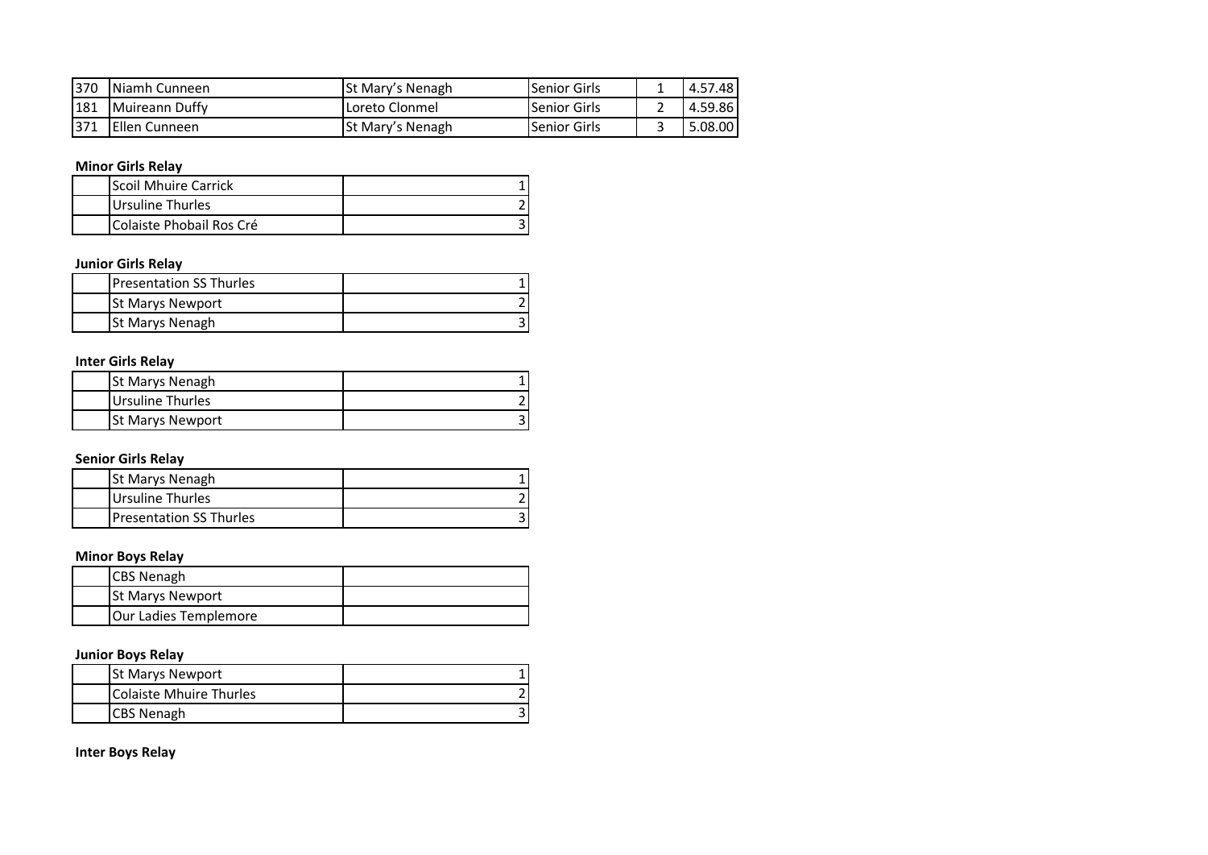| | | | | | |
|---|---|---|---|---|---|
| 370 | Niamh Cunneen | St Mary’s Nenagh | Senior Girls | 1 | 4.57.48 |
| 181 | Muireann Duffy | Loreto Clonmel | Senior Girls | 2 | 4.59.86 |
| 371 | Ellen Cunneen | St Mary’s Nenagh | Senior Girls | 3 | 5.08.00 |

**Minor Girls Relay**

| | | | |
|---|---|---|---|
| | Scoil Mhuire Carrick | | 1 |
| | Ursuline Thurles | | 2 |
| | Colaiste Phobail Ros Cré | | 3 |

**Junior Girls Relay**

| | | | |
|---|---|---|---|
| | Presentation SS Thurles | | 1 |
| | St Marys Newport | | 2 |
| | St Marys Nenagh | | 3 |

**Inter Girls Relay**

| | | | |
|---|---|---|---|
| | St Marys Nenagh | | 1 |
| | Ursuline Thurles | | 2 |
| | St Marys Newport | | 3 |

**Senior Girls Relay**

| | | | |
|---|---|---|---|
| | St Marys Nenagh | | 1 |
| | Ursuline Thurles | | 2 |
| | Presentation SS Thurles | | 3 |

**Minor Boys Relay**

| | | |
|---|---|---|
| | CBS Nenagh | |
| | St Marys Newport | |
| | Our Ladies Templemore | |

**Junior Boys Relay**

| | | | |
|---|---|---|---|
| | St Marys Newport | | 1 |
| | Colaiste Mhuire Thurles | | 2 |
| | CBS Nenagh | | 3 |

**Inter Boys Relay**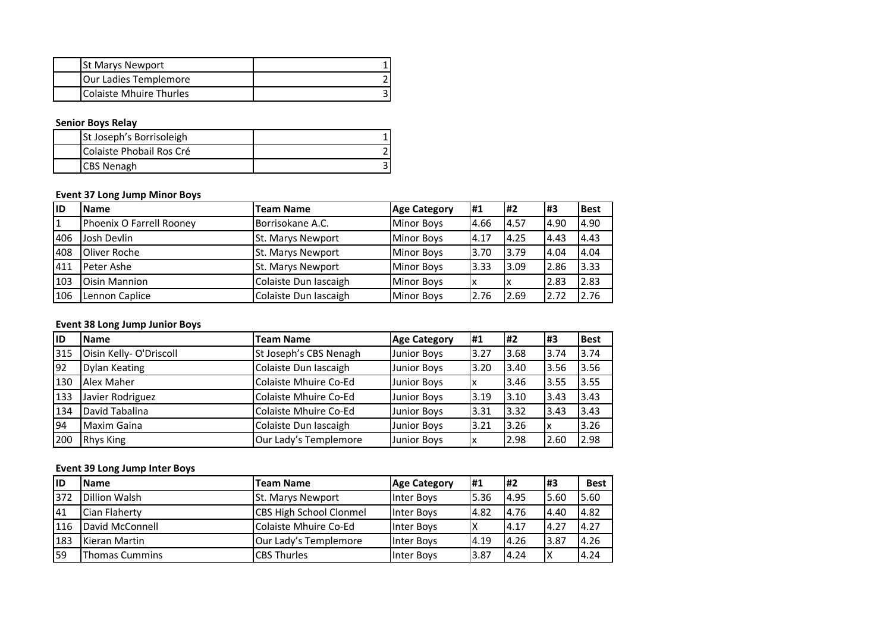| | | |
|---|---|---|
| | St Marys Newport | 1 |
| | Our Ladies Templemore | 2 |
| | Colaiste Mhuire Thurles | 3 |

**Senior Boys Relay**

| | | |
|---|---|---|
| | St Joseph's Borrisoleigh | 1 |
| | Colaiste Phobail Ros Cré | 2 |
| | CBS Nenagh | 3 |

**Event 37 Long Jump Minor Boys**

| ID | Name | Team Name | Age Category | #1 | #2 | #3 | Best |
|---|---|---|---|---|---|---|---|
| 1 | Phoenix O Farrell Rooney | Borrisokane A.C. | Minor Boys | 4.66 | 4.57 | 4.90 | 4.90 |
| 406 | Josh Devlin | St. Marys Newport | Minor Boys | 4.17 | 4.25 | 4.43 | 4.43 |
| 408 | Oliver Roche | St. Marys Newport | Minor Boys | 3.70 | 3.79 | 4.04 | 4.04 |
| 411 | Peter Ashe | St. Marys Newport | Minor Boys | 3.33 | 3.09 | 2.86 | 3.33 |
| 103 | Oisin Mannion | Colaiste Dun Iascaigh | Minor Boys | x | x | 2.83 | 2.83 |
| 106 | Lennon Caplice | Colaiste Dun Iascaigh | Minor Boys | 2.76 | 2.69 | 2.72 | 2.76 |

**Event 38 Long Jump Junior Boys**

| ID | Name | Team Name | Age Category | #1 | #2 | #3 | Best |
|---|---|---|---|---|---|---|---|
| 315 | Oisin Kelly- O'Driscoll | St Joseph's CBS Nenagh | Junior Boys | 3.27 | 3.68 | 3.74 | 3.74 |
| 92 | Dylan Keating | Colaiste Dun Iascaigh | Junior Boys | 3.20 | 3.40 | 3.56 | 3.56 |
| 130 | Alex Maher | Colaiste Mhuire Co-Ed | Junior Boys | x | 3.46 | 3.55 | 3.55 |
| 133 | Javier Rodriguez | Colaiste Mhuire Co-Ed | Junior Boys | 3.19 | 3.10 | 3.43 | 3.43 |
| 134 | David Tabalina | Colaiste Mhuire Co-Ed | Junior Boys | 3.31 | 3.32 | 3.43 | 3.43 |
| 94 | Maxim Gaina | Colaiste Dun Iascaigh | Junior Boys | 3.21 | 3.26 | x | 3.26 |
| 200 | Rhys King | Our Lady's Templemore | Junior Boys | x | 2.98 | 2.60 | 2.98 |

**Event 39 Long Jump Inter Boys**

| ID | Name | Team Name | Age Category | #1 | #2 | #3 | Best |
|---|---|---|---|---|---|---|---|
| 372 | Dillion Walsh | St. Marys Newport | Inter Boys | 5.36 | 4.95 | 5.60 | 5.60 |
| 41 | Cian Flaherty | CBS High School Clonmel | Inter Boys | 4.82 | 4.76 | 4.40 | 4.82 |
| 116 | David McConnell | Colaiste Mhuire Co-Ed | Inter Boys | X | 4.17 | 4.27 | 4.27 |
| 183 | Kieran Martin | Our Lady's Templemore | Inter Boys | 4.19 | 4.26 | 3.87 | 4.26 |
| 59 | Thomas Cummins | CBS Thurles | Inter Boys | 3.87 | 4.24 | X | 4.24 |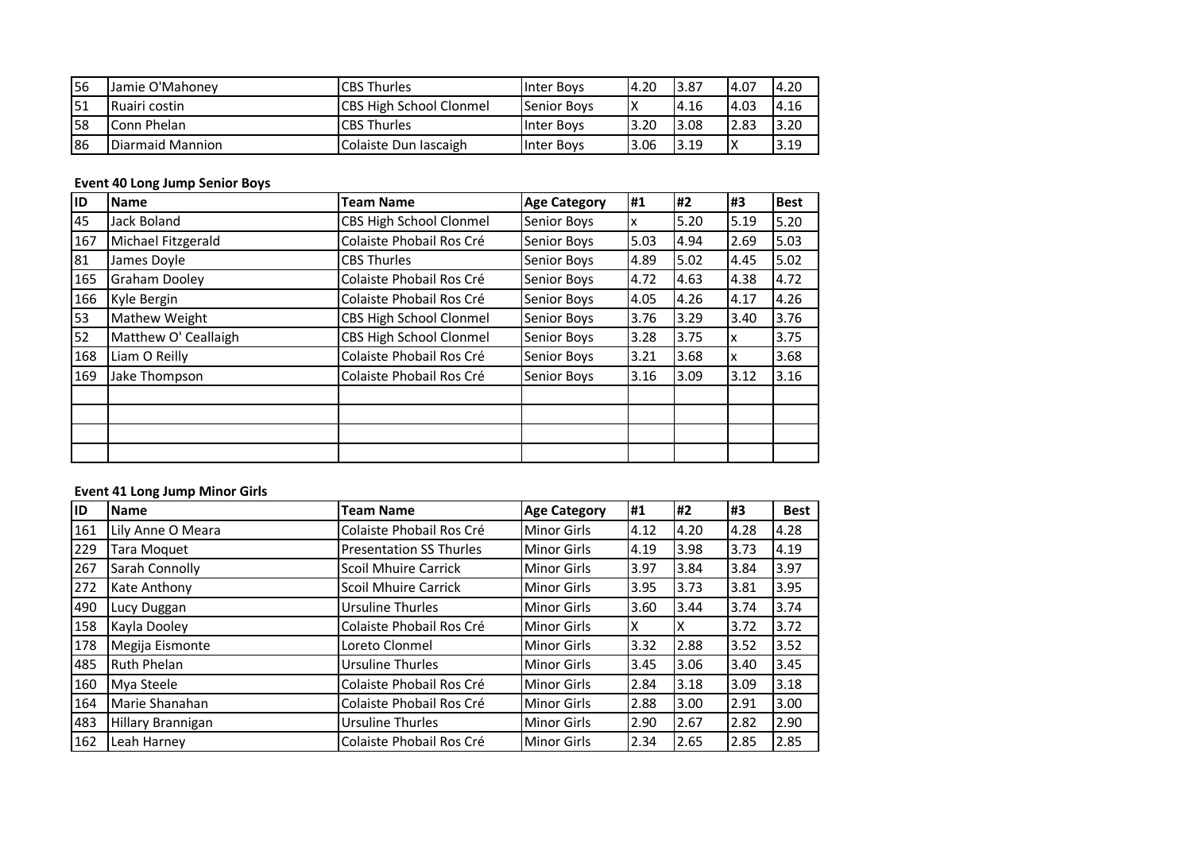| | | | | | | | |
|---|---|---|---|---|---|---|---|
| 56 | Jamie O'Mahoney | CBS Thurles | Inter Boys | 4.20 | 3.87 | 4.07 | 4.20 |
| 51 | Ruairi costin | CBS High School Clonmel | Senior Boys | X | 4.16 | 4.03 | 4.16 |
| 58 | Conn Phelan | CBS Thurles | Inter Boys | 3.20 | 3.08 | 2.83 | 3.20 |
| 86 | Diarmaid Mannion | Colaiste Dun Iascaigh | Inter Boys | 3.06 | 3.19 | X | 3.19 |

**Event 40 Long Jump Senior Boys**

| ID | Name | Team Name | Age Category | #1 | #2 | #3 | Best |
|---|---|---|---|---|---|---|---|
| 45 | Jack Boland | CBS High School Clonmel | Senior Boys | x | 5.20 | 5.19 | 5.20 |
| 167 | Michael Fitzgerald | Colaiste Phobail Ros Cré | Senior Boys | 5.03 | 4.94 | 2.69 | 5.03 |
| 81 | James Doyle | CBS Thurles | Senior Boys | 4.89 | 5.02 | 4.45 | 5.02 |
| 165 | Graham Dooley | Colaiste Phobail Ros Cré | Senior Boys | 4.72 | 4.63 | 4.38 | 4.72 |
| 166 | Kyle Bergin | Colaiste Phobail Ros Cré | Senior Boys | 4.05 | 4.26 | 4.17 | 4.26 |
| 53 | Mathew Weight | CBS High School Clonmel | Senior Boys | 3.76 | 3.29 | 3.40 | 3.76 |
| 52 | Matthew O' Ceallaigh | CBS High School Clonmel | Senior Boys | 3.28 | 3.75 | x | 3.75 |
| 168 | Liam O Reilly | Colaiste Phobail Ros Cré | Senior Boys | 3.21 | 3.68 | x | 3.68 |
| 169 | Jake Thompson | Colaiste Phobail Ros Cré | Senior Boys | 3.16 | 3.09 | 3.12 | 3.16 |
| | | | | | | | |
| | | | | | | | |
| | | | | | | | |
| | | | | | | | |

**Event 41 Long Jump Minor Girls**

| ID | Name | Team Name | Age Category | #1 | #2 | #3 | Best |
|---|---|---|---|---|---|---|---|
| 161 | Lily Anne O Meara | Colaiste Phobail Ros Cré | Minor Girls | 4.12 | 4.20 | 4.28 | 4.28 |
| 229 | Tara Moquet | Presentation SS Thurles | Minor Girls | 4.19 | 3.98 | 3.73 | 4.19 |
| 267 | Sarah Connolly | Scoil Mhuire Carrick | Minor Girls | 3.97 | 3.84 | 3.84 | 3.97 |
| 272 | Kate Anthony | Scoil Mhuire Carrick | Minor Girls | 3.95 | 3.73 | 3.81 | 3.95 |
| 490 | Lucy Duggan | Ursuline Thurles | Minor Girls | 3.60 | 3.44 | 3.74 | 3.74 |
| 158 | Kayla Dooley | Colaiste Phobail Ros Cré | Minor Girls | X | X | 3.72 | 3.72 |
| 178 | Megija Eismonte | Loreto Clonmel | Minor Girls | 3.32 | 2.88 | 3.52 | 3.52 |
| 485 | Ruth Phelan | Ursuline Thurles | Minor Girls | 3.45 | 3.06 | 3.40 | 3.45 |
| 160 | Mya Steele | Colaiste Phobail Ros Cré | Minor Girls | 2.84 | 3.18 | 3.09 | 3.18 |
| 164 | Marie Shanahan | Colaiste Phobail Ros Cré | Minor Girls | 2.88 | 3.00 | 2.91 | 3.00 |
| 483 | Hillary Brannigan | Ursuline Thurles | Minor Girls | 2.90 | 2.67 | 2.82 | 2.90 |
| 162 | Leah Harney | Colaiste Phobail Ros Cré | Minor Girls | 2.34 | 2.65 | 2.85 | 2.85 |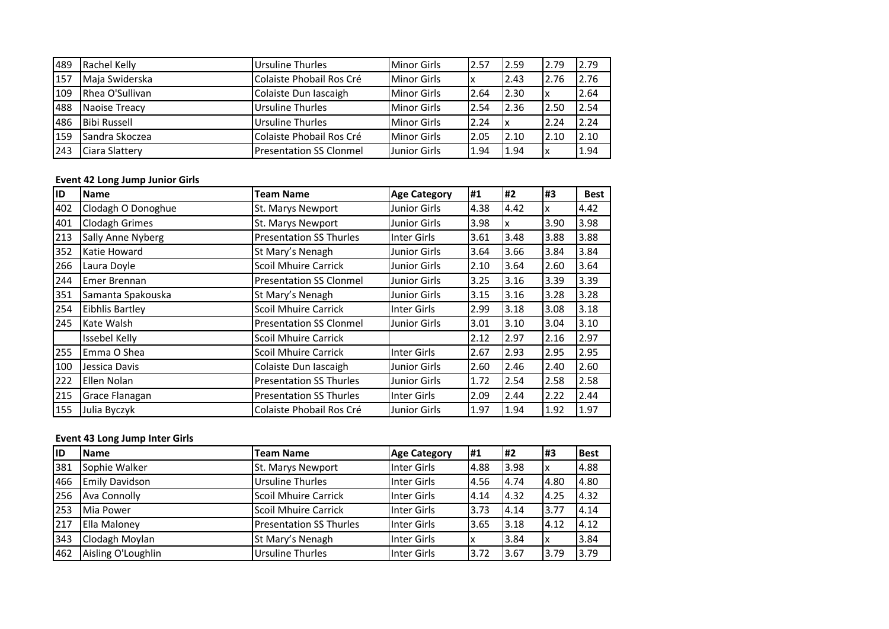| 489 | Rachel Kelly | Ursuline Thurles | Minor Girls | 2.57 | 2.59 | 2.79 | 2.79 |
|---|---|---|---|---|---|---|---|
| 157 | Maja Swiderska | Colaiste Phobail Ros Cré | Minor Girls | x | 2.43 | 2.76 | 2.76 |
| 109 | Rhea O'Sullivan | Colaiste Dun Iascaigh | Minor Girls | 2.64 | 2.30 | x | 2.64 |
| 488 | Naoise Treacy | Ursuline Thurles | Minor Girls | 2.54 | 2.36 | 2.50 | 2.54 |
| 486 | Bibi Russell | Ursuline Thurles | Minor Girls | 2.24 | x | 2.24 | 2.24 |
| 159 | Sandra Skoczea | Colaiste Phobail Ros Cré | Minor Girls | 2.05 | 2.10 | 2.10 | 2.10 |
| 243 | Ciara Slattery | Presentation SS Clonmel | Junior Girls | 1.94 | 1.94 | x | 1.94 |

**Event 42 Long Jump Junior Girls**

| ID | Name | Team Name | Age Category | #1 | #2 | #3 | Best |
|---|---|---|---|---|---|---|---|
| 402 | Clodagh O Donoghue | St. Marys Newport | Junior Girls | 4.38 | 4.42 | x | 4.42 |
| 401 | Clodagh Grimes | St. Marys Newport | Junior Girls | 3.98 | x | 3.90 | 3.98 |
| 213 | Sally Anne Nyberg | Presentation SS Thurles | Inter Girls | 3.61 | 3.48 | 3.88 | 3.88 |
| 352 | Katie Howard | St Mary's Nenagh | Junior Girls | 3.64 | 3.66 | 3.84 | 3.84 |
| 266 | Laura Doyle | Scoil Mhuire Carrick | Junior Girls | 2.10 | 3.64 | 2.60 | 3.64 |
| 244 | Emer Brennan | Presentation SS Clonmel | Junior Girls | 3.25 | 3.16 | 3.39 | 3.39 |
| 351 | Samanta Spakouska | St Mary's Nenagh | Junior Girls | 3.15 | 3.16 | 3.28 | 3.28 |
| 254 | Eibhlis Bartley | Scoil Mhuire Carrick | Inter Girls | 2.99 | 3.18 | 3.08 | 3.18 |
| 245 | Kate Walsh | Presentation SS Clonmel | Junior Girls | 3.01 | 3.10 | 3.04 | 3.10 |
|  | Issebel Kelly | Scoil Mhuire Carrick |  | 2.12 | 2.97 | 2.16 | 2.97 |
| 255 | Emma O Shea | Scoil Mhuire Carrick | Inter Girls | 2.67 | 2.93 | 2.95 | 2.95 |
| 100 | Jessica Davis | Colaiste Dun Iascaigh | Junior Girls | 2.60 | 2.46 | 2.40 | 2.60 |
| 222 | Ellen Nolan | Presentation SS Thurles | Junior Girls | 1.72 | 2.54 | 2.58 | 2.58 |
| 215 | Grace Flanagan | Presentation SS Thurles | Inter Girls | 2.09 | 2.44 | 2.22 | 2.44 |
| 155 | Julia Byczyk | Colaiste Phobail Ros Cré | Junior Girls | 1.97 | 1.94 | 1.92 | 1.97 |

**Event 43 Long Jump Inter Girls**

| ID | Name | Team Name | Age Category | #1 | #2 | #3 | Best |
|---|---|---|---|---|---|---|---|
| 381 | Sophie Walker | St. Marys Newport | Inter Girls | 4.88 | 3.98 | x | 4.88 |
| 466 | Emily Davidson | Ursuline Thurles | Inter Girls | 4.56 | 4.74 | 4.80 | 4.80 |
| 256 | Ava Connolly | Scoil Mhuire Carrick | Inter Girls | 4.14 | 4.32 | 4.25 | 4.32 |
| 253 | Mia Power | Scoil Mhuire Carrick | Inter Girls | 3.73 | 4.14 | 3.77 | 4.14 |
| 217 | Ella Maloney | Presentation SS Thurles | Inter Girls | 3.65 | 3.18 | 4.12 | 4.12 |
| 343 | Clodagh Moylan | St Mary's Nenagh | Inter Girls | x | 3.84 | x | 3.84 |
| 462 | Aisling O'Loughlin | Ursuline Thurles | Inter Girls | 3.72 | 3.67 | 3.79 | 3.79 |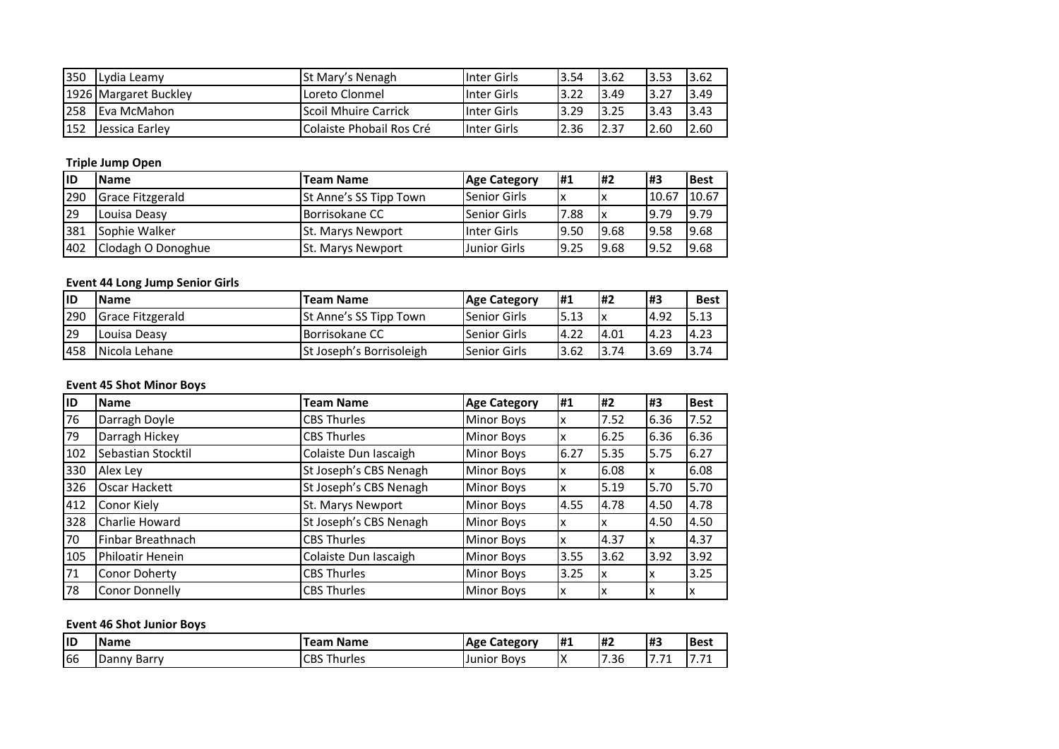| 350 | Lydia Leamy | St Mary's Nenagh | Inter Girls | 3.54 | 3.62 | 3.53 | 3.62 |
|---|---|---|---|---|---|---|---|
| 1926 | Margaret Buckley | Loreto Clonmel | Inter Girls | 3.22 | 3.49 | 3.27 | 3.49 |
| 258 | Eva McMahon | Scoil Mhuire Carrick | Inter Girls | 3.29 | 3.25 | 3.43 | 3.43 |
| 152 | Jessica Earley | Colaiste Phobail Ros Cré | Inter Girls | 2.36 | 2.37 | 2.60 | 2.60 |

**Triple Jump Open**

| ID | Name | Team Name | Age Category | #1 | #2 | #3 | Best |
|---|---|---|---|---|---|---|---|
| 290 | Grace Fitzgerald | St Anne's SS Tipp Town | Senior Girls | x | x | 10.67 | 10.67 |
| 29 | Louisa Deasy | Borrisokane CC | Senior Girls | 7.88 | x | 9.79 | 9.79 |
| 381 | Sophie Walker | St. Marys Newport | Inter Girls | 9.50 | 9.68 | 9.58 | 9.68 |
| 402 | Clodagh O Donoghue | St. Marys Newport | Junior Girls | 9.25 | 9.68 | 9.52 | 9.68 |

**Event 44 Long Jump Senior Girls**

| ID | Name | Team Name | Age Category | #1 | #2 | #3 | Best |
|---|---|---|---|---|---|---|---|
| 290 | Grace Fitzgerald | St Anne's SS Tipp Town | Senior Girls | 5.13 | x | 4.92 | 5.13 |
| 29 | Louisa Deasy | Borrisokane CC | Senior Girls | 4.22 | 4.01 | 4.23 | 4.23 |
| 458 | Nicola Lehane | St Joseph's Borrisoleigh | Senior Girls | 3.62 | 3.74 | 3.69 | 3.74 |

**Event 45 Shot Minor Boys**

| ID | Name | Team Name | Age Category | #1 | #2 | #3 | Best |
|---|---|---|---|---|---|---|---|
| 76 | Darragh Doyle | CBS Thurles | Minor Boys | x | 7.52 | 6.36 | 7.52 |
| 79 | Darragh Hickey | CBS Thurles | Minor Boys | x | 6.25 | 6.36 | 6.36 |
| 102 | Sebastian Stocktil | Colaiste Dun Iascaigh | Minor Boys | 6.27 | 5.35 | 5.75 | 6.27 |
| 330 | Alex Ley | St Joseph's CBS Nenagh | Minor Boys | x | 6.08 | x | 6.08 |
| 326 | Oscar Hackett | St Joseph's CBS Nenagh | Minor Boys | x | 5.19 | 5.70 | 5.70 |
| 412 | Conor Kiely | St. Marys Newport | Minor Boys | 4.55 | 4.78 | 4.50 | 4.78 |
| 328 | Charlie Howard | St Joseph's CBS Nenagh | Minor Boys | x | x | 4.50 | 4.50 |
| 70 | Finbar Breathnach | CBS Thurles | Minor Boys | x | 4.37 | x | 4.37 |
| 105 | Philoatir Henein | Colaiste Dun Iascaigh | Minor Boys | 3.55 | 3.62 | 3.92 | 3.92 |
| 71 | Conor Doherty | CBS Thurles | Minor Boys | 3.25 | x | x | 3.25 |
| 78 | Conor Donnelly | CBS Thurles | Minor Boys | x | x | x | x |

**Event 46 Shot Junior Boys**

| ID | Name | Team Name | Age Category | #1 | #2 | #3 | Best |
|---|---|---|---|---|---|---|---|
| 66 | Danny Barry | CBS Thurles | Junior Boys | X | 7.36 | 7.71 | 7.71 |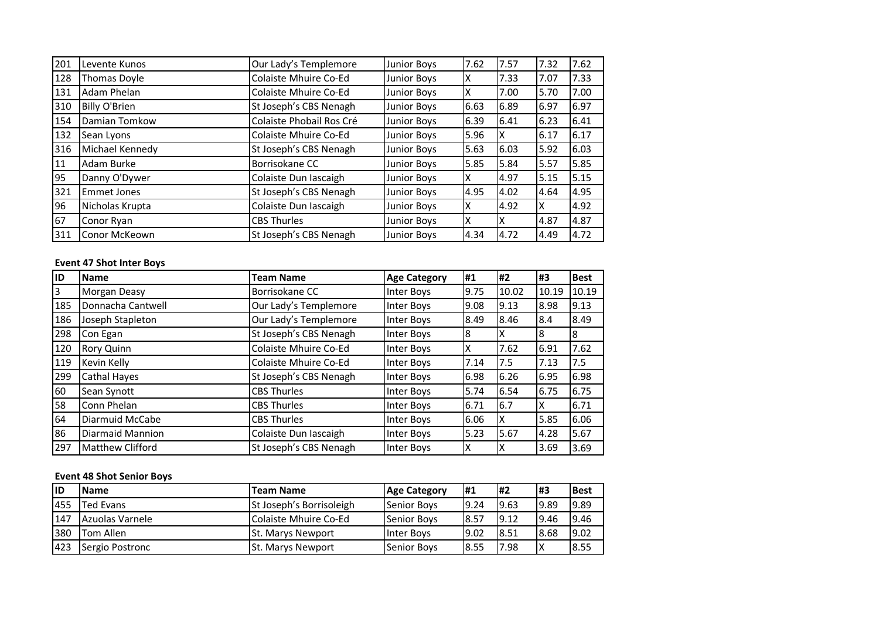| 201 | Levente Kunos | Our Lady's Templemore | Junior Boys | 7.62 | 7.57 | 7.32 | 7.62 |
|---|---|---|---|---|---|---|---|
| 128 | Thomas Doyle | Colaiste Mhuire Co-Ed | Junior Boys | X | 7.33 | 7.07 | 7.33 |
| 131 | Adam Phelan | Colaiste Mhuire Co-Ed | Junior Boys | X | 7.00 | 5.70 | 7.00 |
| 310 | Billy O'Brien | St Joseph's CBS Nenagh | Junior Boys | 6.63 | 6.89 | 6.97 | 6.97 |
| 154 | Damian Tomkow | Colaiste Phobail Ros Cré | Junior Boys | 6.39 | 6.41 | 6.23 | 6.41 |
| 132 | Sean Lyons | Colaiste Mhuire Co-Ed | Junior Boys | 5.96 | X | 6.17 | 6.17 |
| 316 | Michael Kennedy | St Joseph's CBS Nenagh | Junior Boys | 5.63 | 6.03 | 5.92 | 6.03 |
| 11 | Adam Burke | Borrisokane CC | Junior Boys | 5.85 | 5.84 | 5.57 | 5.85 |
| 95 | Danny O'Dywer | Colaiste Dun Iascaigh | Junior Boys | X | 4.97 | 5.15 | 5.15 |
| 321 | Emmet Jones | St Joseph's CBS Nenagh | Junior Boys | 4.95 | 4.02 | 4.64 | 4.95 |
| 96 | Nicholas Krupta | Colaiste Dun Iascaigh | Junior Boys | X | 4.92 | X | 4.92 |
| 67 | Conor Ryan | CBS Thurles | Junior Boys | X | X | 4.87 | 4.87 |
| 311 | Conor McKeown | St Joseph's CBS Nenagh | Junior Boys | 4.34 | 4.72 | 4.49 | 4.72 |

**Event 47 Shot Inter Boys**

| ID | Name | Team Name | Age Category | #1 | #2 | #3 | Best |
|---|---|---|---|---|---|---|---|
| 3 | Morgan Deasy | Borrisokane CC | Inter Boys | 9.75 | 10.02 | 10.19 | 10.19 |
| 185 | Donnacha Cantwell | Our Lady's Templemore | Inter Boys | 9.08 | 9.13 | 8.98 | 9.13 |
| 186 | Joseph Stapleton | Our Lady's Templemore | Inter Boys | 8.49 | 8.46 | 8.4 | 8.49 |
| 298 | Con Egan | St Joseph's CBS Nenagh | Inter Boys | 8 | X | 8 | 8 |
| 120 | Rory Quinn | Colaiste Mhuire Co-Ed | Inter Boys | X | 7.62 | 6.91 | 7.62 |
| 119 | Kevin Kelly | Colaiste Mhuire Co-Ed | Inter Boys | 7.14 | 7.5 | 7.13 | 7.5 |
| 299 | Cathal Hayes | St Joseph's CBS Nenagh | Inter Boys | 6.98 | 6.26 | 6.95 | 6.98 |
| 60 | Sean Synott | CBS Thurles | Inter Boys | 5.74 | 6.54 | 6.75 | 6.75 |
| 58 | Conn Phelan | CBS Thurles | Inter Boys | 6.71 | 6.7 | X | 6.71 |
| 64 | Diarmuid McCabe | CBS Thurles | Inter Boys | 6.06 | X | 5.85 | 6.06 |
| 86 | Diarmaid Mannion | Colaiste Dun Iascaigh | Inter Boys | 5.23 | 5.67 | 4.28 | 5.67 |
| 297 | Matthew Clifford | St Joseph's CBS Nenagh | Inter Boys | X | X | 3.69 | 3.69 |

**Event 48 Shot Senior Boys**

| ID | Name | Team Name | Age Category | #1 | #2 | #3 | Best |
|---|---|---|---|---|---|---|---|
| 455 | Ted Evans | St Joseph's Borrisoleigh | Senior Boys | 9.24 | 9.63 | 9.89 | 9.89 |
| 147 | Azuolas Varnele | Colaiste Mhuire Co-Ed | Senior Boys | 8.57 | 9.12 | 9.46 | 9.46 |
| 380 | Tom Allen | St. Marys Newport | Inter Boys | 9.02 | 8.51 | 8.68 | 9.02 |
| 423 | Sergio Postronc | St. Marys Newport | Senior Boys | 8.55 | 7.98 | X | 8.55 |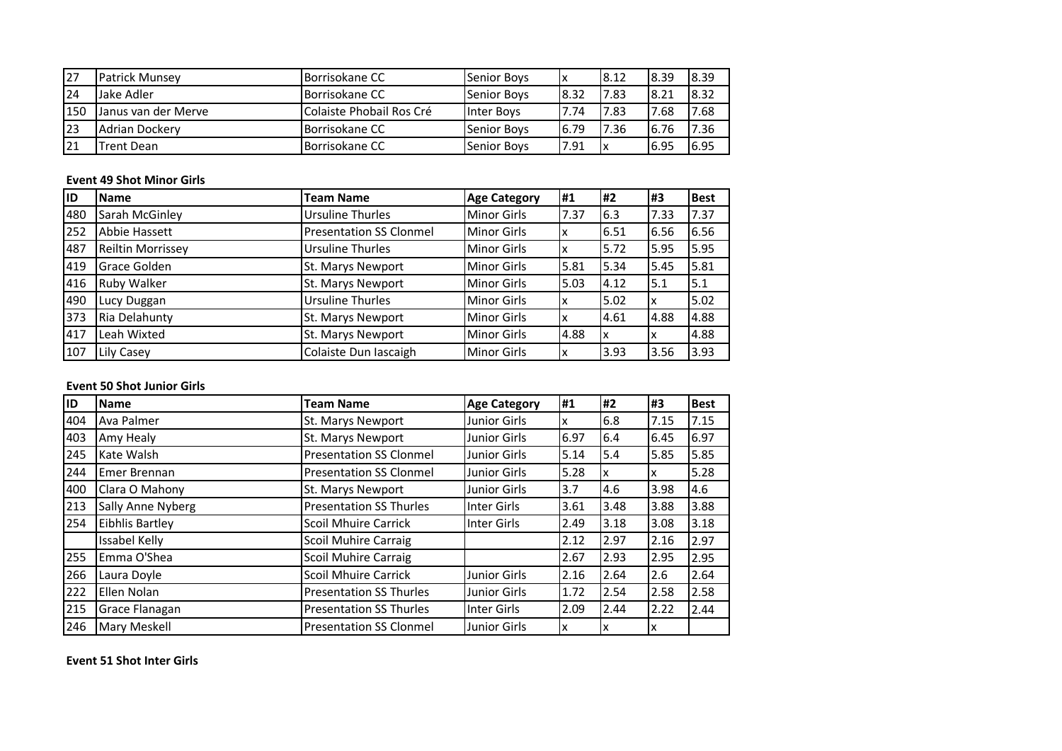| ID | Name | Team Name | Age Category | #1 | #2 | #3 | Best |
|---|---|---|---|---|---|---|---|
| 27 | Patrick Munsey | Borrisokane CC | Senior Boys | x | 8.12 | 8.39 | 8.39 |
| 24 | Jake Adler | Borrisokane CC | Senior Boys | 8.32 | 7.83 | 8.21 | 8.32 |
| 150 | Janus van der Merve | Colaiste Phobail Ros Cré | Inter Boys | 7.74 | 7.83 | 7.68 | 7.68 |
| 23 | Adrian Dockery | Borrisokane CC | Senior Boys | 6.79 | 7.36 | 6.76 | 7.36 |
| 21 | Trent Dean | Borrisokane CC | Senior Boys | 7.91 | x | 6.95 | 6.95 |

**Event 49 Shot Minor Girls**

| ID | Name | Team Name | Age Category | #1 | #2 | #3 | Best |
|---|---|---|---|---|---|---|---|
| 480 | Sarah McGinley | Ursuline Thurles | Minor Girls | 7.37 | 6.3 | 7.33 | 7.37 |
| 252 | Abbie Hassett | Presentation SS Clonmel | Minor Girls | x | 6.51 | 6.56 | 6.56 |
| 487 | Reiltin Morrissey | Ursuline Thurles | Minor Girls | x | 5.72 | 5.95 | 5.95 |
| 419 | Grace Golden | St. Marys Newport | Minor Girls | 5.81 | 5.34 | 5.45 | 5.81 |
| 416 | Ruby Walker | St. Marys Newport | Minor Girls | 5.03 | 4.12 | 5.1 | 5.1 |
| 490 | Lucy Duggan | Ursuline Thurles | Minor Girls | x | 5.02 | x | 5.02 |
| 373 | Ria Delahunty | St. Marys Newport | Minor Girls | x | 4.61 | 4.88 | 4.88 |
| 417 | Leah Wixted | St. Marys Newport | Minor Girls | 4.88 | x | x | 4.88 |
| 107 | Lily Casey | Colaiste Dun Iascaigh | Minor Girls | x | 3.93 | 3.56 | 3.93 |

**Event 50 Shot Junior Girls**

| ID | Name | Team Name | Age Category | #1 | #2 | #3 | Best |
|---|---|---|---|---|---|---|---|
| 404 | Ava Palmer | St. Marys Newport | Junior Girls | x | 6.8 | 7.15 | 7.15 |
| 403 | Amy Healy | St. Marys Newport | Junior Girls | 6.97 | 6.4 | 6.45 | 6.97 |
| 245 | Kate Walsh | Presentation SS Clonmel | Junior Girls | 5.14 | 5.4 | 5.85 | 5.85 |
| 244 | Emer Brennan | Presentation SS Clonmel | Junior Girls | 5.28 | x | x | 5.28 |
| 400 | Clara O Mahony | St. Marys Newport | Junior Girls | 3.7 | 4.6 | 3.98 | 4.6 |
| 213 | Sally Anne Nyberg | Presentation SS Thurles | Inter Girls | 3.61 | 3.48 | 3.88 | 3.88 |
| 254 | Eibhlis Bartley | Scoil Mhuire Carrick | Inter Girls | 2.49 | 3.18 | 3.08 | 3.18 |
| | Issabel Kelly | Scoil Muhire Carraig | | 2.12 | 2.97 | 2.16 | 2.97 |
| 255 | Emma O'Shea | Scoil Muhire Carraig | | 2.67 | 2.93 | 2.95 | 2.95 |
| 266 | Laura Doyle | Scoil Mhuire Carrick | Junior Girls | 2.16 | 2.64 | 2.6 | 2.64 |
| 222 | Ellen Nolan | Presentation SS Thurles | Junior Girls | 1.72 | 2.54 | 2.58 | 2.58 |
| 215 | Grace Flanagan | Presentation SS Thurles | Inter Girls | 2.09 | 2.44 | 2.22 | 2.44 |
| 246 | Mary Meskell | Presentation SS Clonmel | Junior Girls | x | x | x | |

**Event 51 Shot Inter Girls**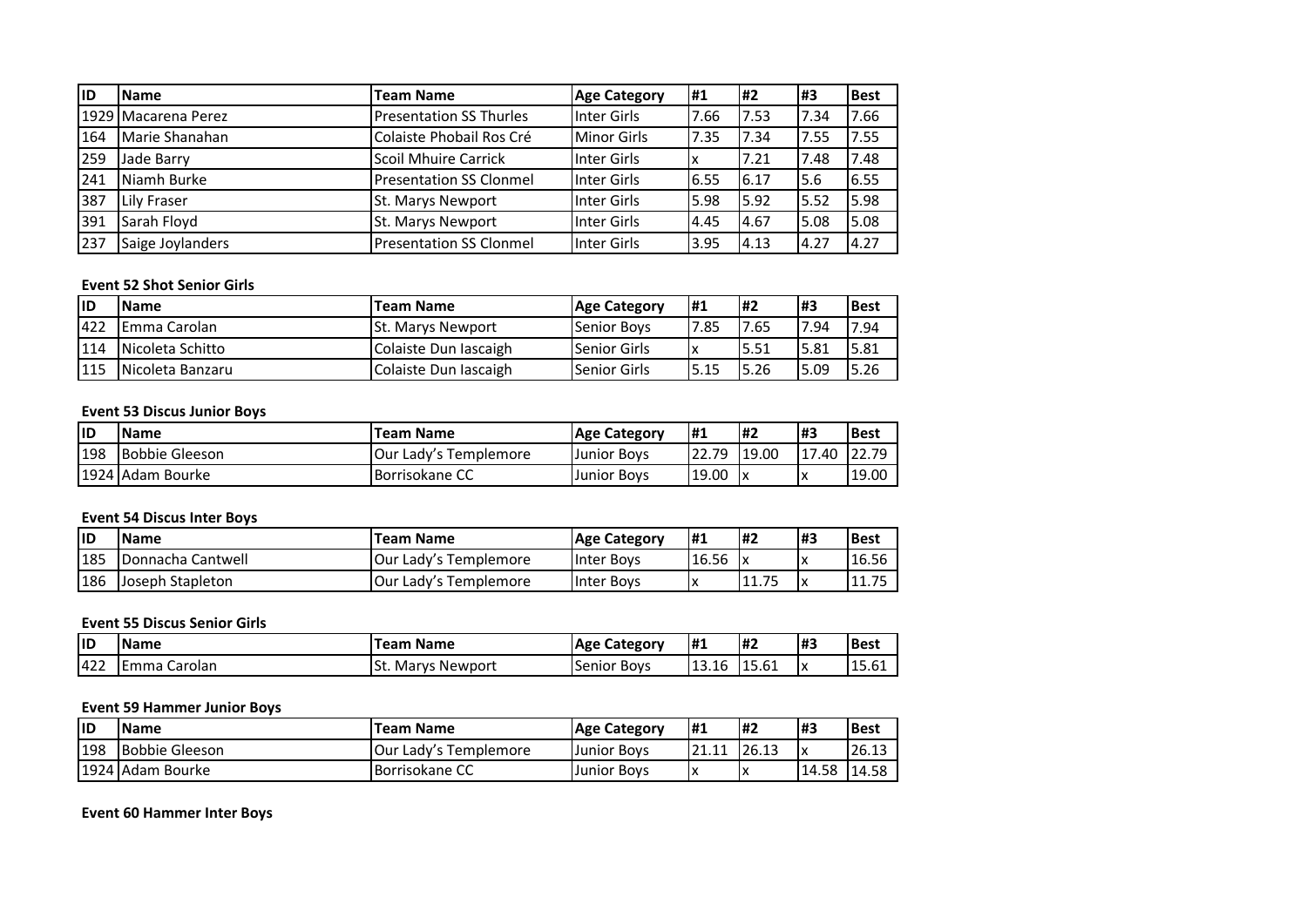| ID | Name | Team Name | Age Category | #1 | #2 | #3 | Best |
|---|---|---|---|---|---|---|---|
| 1929 | Macarena Perez | Presentation SS Thurles | Inter Girls | 7.66 | 7.53 | 7.34 | 7.66 |
| 164 | Marie Shanahan | Colaiste Phobail Ros Cré | Minor Girls | 7.35 | 7.34 | 7.55 | 7.55 |
| 259 | Jade Barry | Scoil Mhuire Carrick | Inter Girls | x | 7.21 | 7.48 | 7.48 |
| 241 | Niamh Burke | Presentation SS Clonmel | Inter Girls | 6.55 | 6.17 | 5.6 | 6.55 |
| 387 | Lily Fraser | St. Marys Newport | Inter Girls | 5.98 | 5.92 | 5.52 | 5.98 |
| 391 | Sarah Floyd | St. Marys Newport | Inter Girls | 4.45 | 4.67 | 5.08 | 5.08 |
| 237 | Saige Joylanders | Presentation SS Clonmel | Inter Girls | 3.95 | 4.13 | 4.27 | 4.27 |

**Event 52 Shot Senior Girls**

| ID | Name | Team Name | Age Category | #1 | #2 | #3 | Best |
|---|---|---|---|---|---|---|---|
| 422 | Emma Carolan | St. Marys Newport | Senior Boys | 7.85 | 7.65 | 7.94 | 7.94 |
| 114 | Nicoleta Schitto | Colaiste Dun Iascaigh | Senior Girls | x | 5.51 | 5.81 | 5.81 |
| 115 | Nicoleta Banzaru | Colaiste Dun Iascaigh | Senior Girls | 5.15 | 5.26 | 5.09 | 5.26 |

**Event 53 Discus Junior Boys**

| ID | Name | Team Name | Age Category | #1 | #2 | #3 | Best |
|---|---|---|---|---|---|---|---|
| 198 | Bobbie Gleeson | Our Lady's Templemore | Junior Boys | 22.79 | 19.00 | 17.40 | 22.79 |
| 1924 | Adam Bourke | Borrisokane CC | Junior Boys | 19.00 | x | x | 19.00 |

**Event 54 Discus Inter Boys**

| ID | Name | Team Name | Age Category | #1 | #2 | #3 | Best |
|---|---|---|---|---|---|---|---|
| 185 | Donnacha Cantwell | Our Lady's Templemore | Inter Boys | 16.56 | x | x | 16.56 |
| 186 | Joseph Stapleton | Our Lady's Templemore | Inter Boys | x | 11.75 | x | 11.75 |

**Event 55 Discus Senior Girls**

| ID | Name | Team Name | Age Category | #1 | #2 | #3 | Best |
|---|---|---|---|---|---|---|---|
| 422 | Emma Carolan | St. Marys Newport | Senior Boys | 13.16 | 15.61 | x | 15.61 |

**Event 59 Hammer Junior Boys**

| ID | Name | Team Name | Age Category | #1 | #2 | #3 | Best |
|---|---|---|---|---|---|---|---|
| 198 | Bobbie Gleeson | Our Lady's Templemore | Junior Boys | 21.11 | 26.13 | x | 26.13 |
| 1924 | Adam Bourke | Borrisokane CC | Junior Boys | x | x | 14.58 | 14.58 |

**Event 60 Hammer Inter Boys**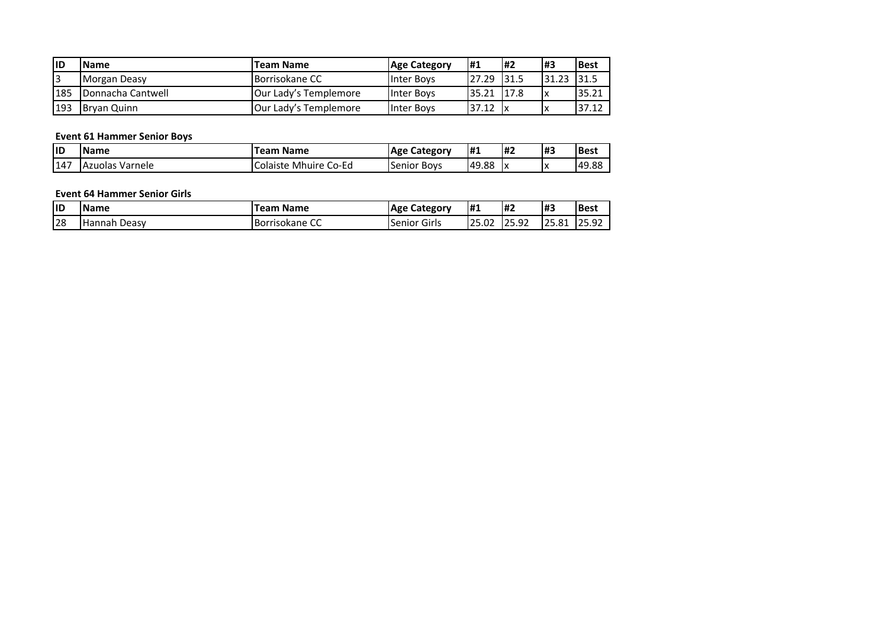| ID | Name | Team Name | Age Category | #1 | #2 | #3 | Best |
|---|---|---|---|---|---|---|---|
| 3 | Morgan Deasy | Borrisokane CC | Inter Boys | 27.29 | 31.5 | 31.23 | 31.5 |
| 185 | Donnacha Cantwell | Our Lady's Templemore | Inter Boys | 35.21 | 17.8 | x | 35.21 |
| 193 | Bryan Quinn | Our Lady's Templemore | Inter Boys | 37.12 | x | x | 37.12 |

**Event 61 Hammer Senior Boys**

| ID | Name | Team Name | Age Category | #1 | #2 | #3 | Best |
|---|---|---|---|---|---|---|---|
| 147 | Azuolas Varnele | Colaiste Mhuire Co-Ed | Senior Boys | 49.88 | x | x | 49.88 |

**Event 64 Hammer Senior Girls**

| ID | Name | Team Name | Age Category | #1 | #2 | #3 | Best |
|---|---|---|---|---|---|---|---|
| 28 | Hannah Deasy | Borrisokane CC | Senior Girls | 25.02 | 25.92 | 25.81 | 25.92 |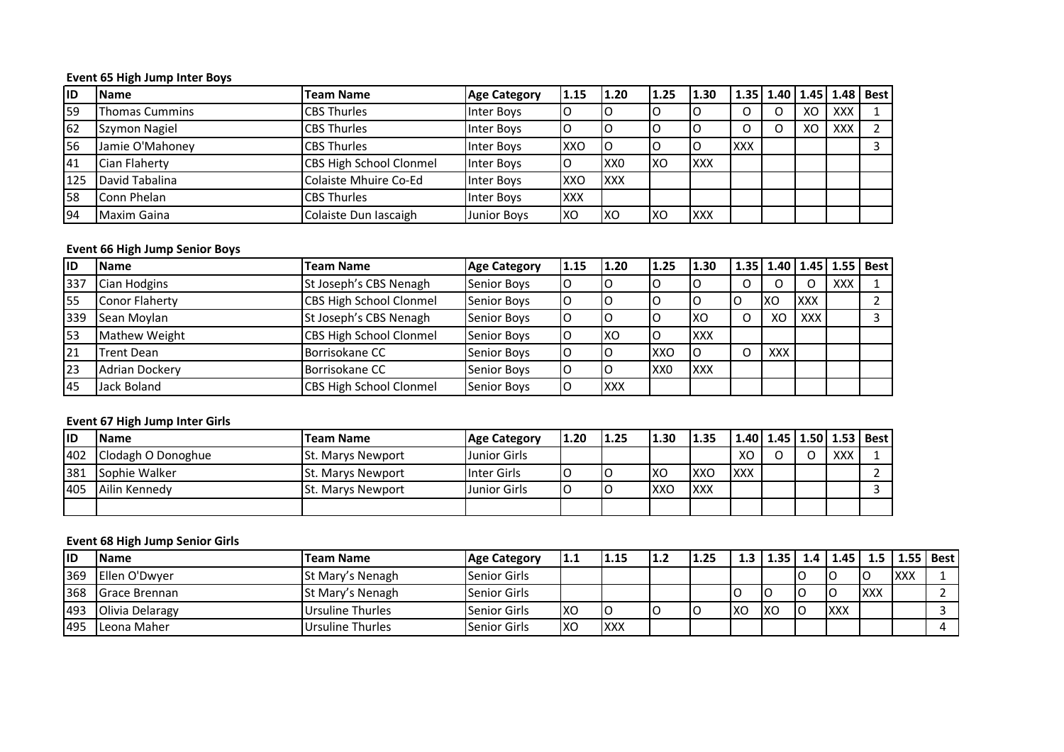**Event 65 High Jump Inter Boys**

| ID | Name | Team Name | Age Category | 1.15 | 1.20 | 1.25 | 1.30 | 1.35 | 1.40 | 1.45 | 1.48 | Best |
|---|---|---|---|---|---|---|---|---|---|---|---|---|
| 59 | Thomas Cummins | CBS Thurles | Inter Boys | O | O | O | O | O | O | XO | XXX | 1 |
| 62 | Szymon Nagiel | CBS Thurles | Inter Boys | O | O | O | O | O | O | XO | XXX | 2 |
| 56 | Jamie O'Mahoney | CBS Thurles | Inter Boys | XXO | O | O | O | XXX | | | | 3 |
| 41 | Cian Flaherty | CBS High School Clonmel | Inter Boys | O | XX0 | XO | XXX | | | | | |
| 125 | David Tabalina | Colaiste Mhuire Co-Ed | Inter Boys | XXO | XXX | | | | | | | |
| 58 | Conn Phelan | CBS Thurles | Inter Boys | XXX | | | | | | | | |
| 94 | Maxim Gaina | Colaiste Dun Iascaigh | Junior Boys | XO | XO | XO | XXX | | | | | |

**Event 66 High Jump Senior Boys**

| ID | Name | Team Name | Age Category | 1.15 | 1.20 | 1.25 | 1.30 | 1.35 | 1.40 | 1.45 | 1.55 | Best |
|---|---|---|---|---|---|---|---|---|---|---|---|---|
| 337 | Cian Hodgins | St Joseph's CBS Nenagh | Senior Boys | O | O | O | O | O | O | O | XXX | 1 |
| 55 | Conor Flaherty | CBS High School Clonmel | Senior Boys | O | O | O | O | O | XO | XXX | | 2 |
| 339 | Sean Moylan | St Joseph's CBS Nenagh | Senior Boys | O | O | O | XO | O | XO | XXX | | 3 |
| 53 | Mathew Weight | CBS High School Clonmel | Senior Boys | O | XO | O | XXX | | | | | |
| 21 | Trent Dean | Borrisokane CC | Senior Boys | O | O | XXO | O | O | XXX | | | |
| 23 | Adrian Dockery | Borrisokane CC | Senior Boys | O | O | XX0 | XXX | | | | | |
| 45 | Jack Boland | CBS High School Clonmel | Senior Boys | O | XXX | | | | | | | |

**Event 67 High Jump Inter Girls**

| ID | Name | Team Name | Age Category | 1.20 | 1.25 | 1.30 | 1.35 | 1.40 | 1.45 | 1.50 | 1.53 | Best |
|---|---|---|---|---|---|---|---|---|---|---|---|---|
| 402 | Clodagh O Donoghue | St. Marys Newport | Junior Girls | | | | | XO | O | O | XXX | 1 |
| 381 | Sophie Walker | St. Marys Newport | Inter Girls | O | O | XO | XXO | XXX | | | | 2 |
| 405 | Ailin Kennedy | St. Marys Newport | Junior Girls | O | O | XXO | XXX | | | | | 3 |
| | | | | | | | | | | | | |

**Event 68 High Jump Senior Girls**

| ID | Name | Team Name | Age Category | 1.1 | 1.15 | 1.2 | 1.25 | 1.3 | 1.35 | 1.4 | 1.45 | 1.5 | 1.55 | Best |
|---|---|---|---|---|---|---|---|---|---|---|---|---|---|---|
| 369 | Ellen O'Dwyer | St Mary's Nenagh | Senior Girls | | | | | | | O | O | O | XXX | 1 |
| 368 | Grace Brennan | St Mary's Nenagh | Senior Girls | | | | | O | O | O | O | XXX | | 2 |
| 493 | Olivia Delaragy | Ursuline Thurles | Senior Girls | XO | O | O | O | XO | XO | O | XXX | | | 3 |
| 495 | Leona Maher | Ursuline Thurles | Senior Girls | XO | XXX | | | | | | | | | 4 |